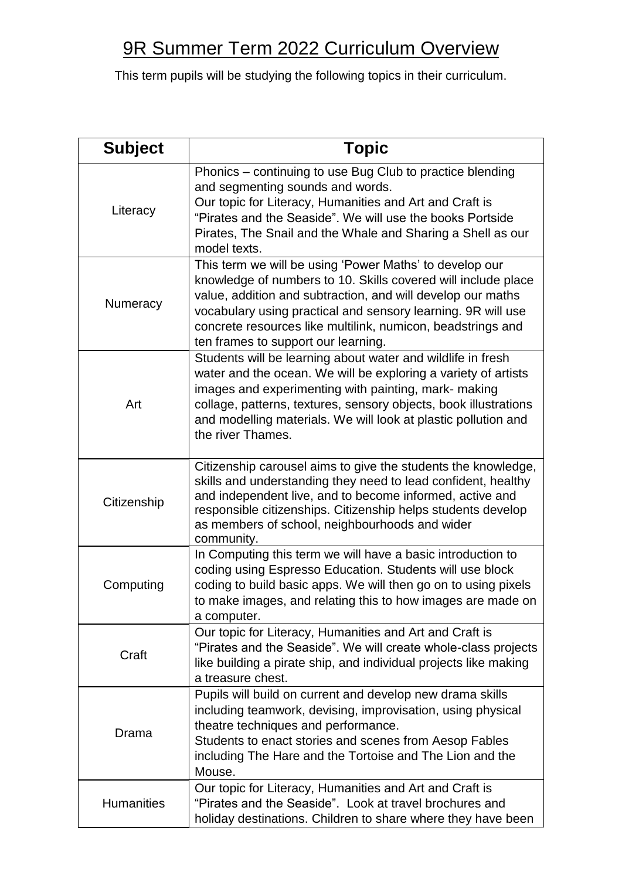# 9R Summer Term 2022 Curriculum Overview

This term pupils will be studying the following topics in their curriculum.

| Subject | Topic |
|---|---|
| Literacy | Phonics – continuing to use Bug Club to practice blending and segmenting sounds and words.<br>Our topic for Literacy, Humanities and Art and Craft is "Pirates and the Seaside". We will use the books Portside Pirates, The Snail and the Whale and Sharing a Shell as our model texts. |
| Numeracy | This term we will be using 'Power Maths' to develop our knowledge of numbers to 10. Skills covered will include place value, addition and subtraction, and will develop our maths vocabulary using practical and sensory learning. 9R will use concrete resources like multilink, numicon, beadstrings and ten frames to support our learning. |
| Art | Students will be learning about water and wildlife in fresh water and the ocean. We will be exploring a variety of artists images and experimenting with painting, mark- making collage, patterns, textures, sensory objects, book illustrations and modelling materials. We will look at plastic pollution and the river Thames. |
| Citizenship | Citizenship carousel aims to give the students the knowledge, skills and understanding they need to lead confident, healthy and independent live, and to become informed, active and responsible citizenships. Citizenship helps students develop as members of school, neighbourhoods and wider community. |
| Computing | In Computing this term we will have a basic introduction to coding using Espresso Education. Students will use block coding to build basic apps. We will then go on to using pixels to make images, and relating this to how images are made on a computer. |
| Craft | Our topic for Literacy, Humanities and Art and Craft is "Pirates and the Seaside". We will create whole-class projects like building a pirate ship, and individual projects like making a treasure chest. |
| Drama | Pupils will build on current and develop new drama skills including teamwork, devising, improvisation, using physical theatre techniques and performance.<br>Students to enact stories and scenes from Aesop Fables including The Hare and the Tortoise and The Lion and the Mouse. |
| Humanities | Our topic for Literacy, Humanities and Art and Craft is "Pirates and the Seaside". Look at travel brochures and holiday destinations. Children to share where they have been |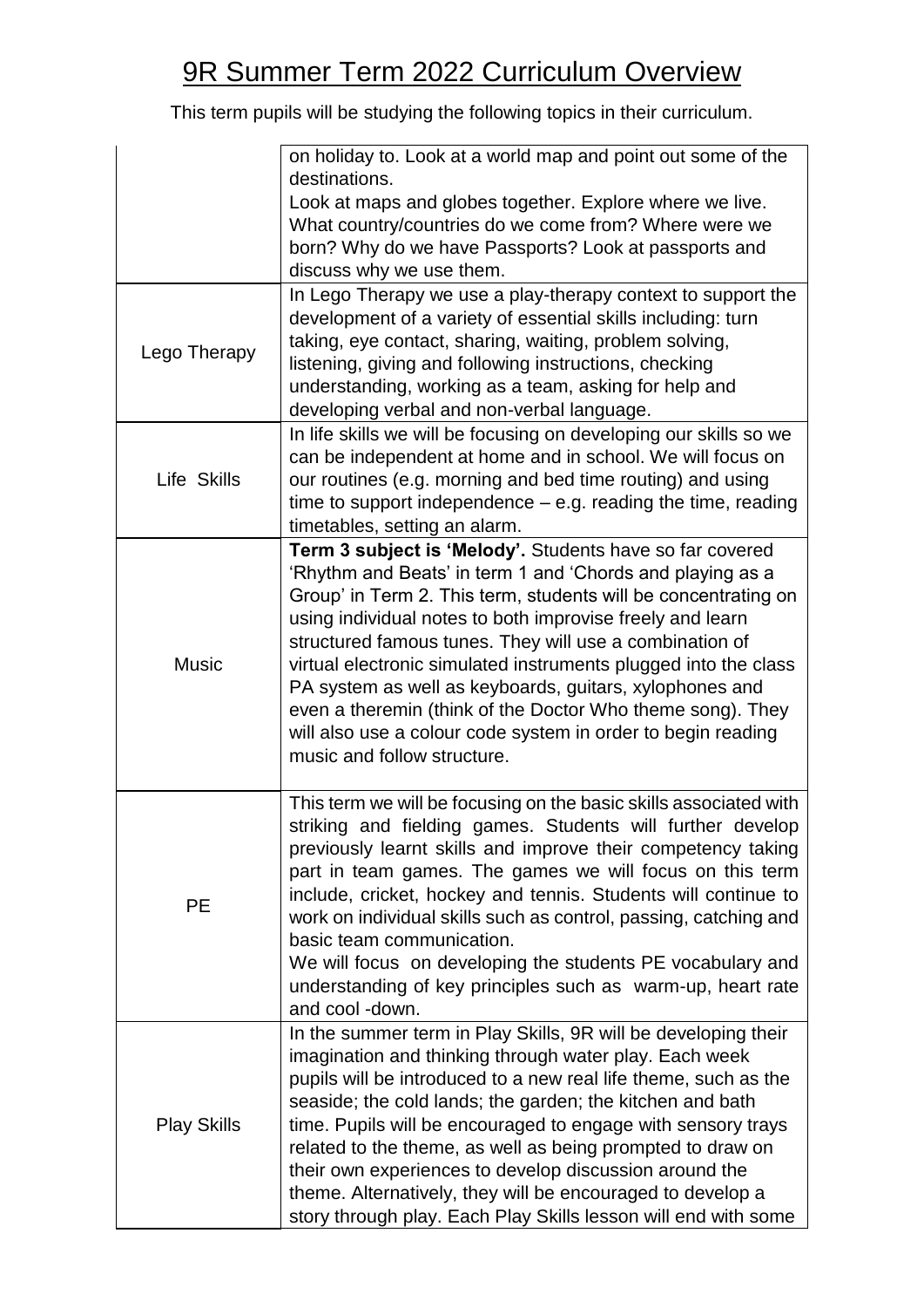# 9R Summer Term 2022 Curriculum Overview

This term pupils will be studying the following topics in their curriculum.

| | |
|---|---|
| | on holiday to. Look at a world map and point out some of the destinations.<br>Look at maps and globes together. Explore where we live. What country/countries do we come from? Where were we born? Why do we have Passports? Look at passports and discuss why we use them. |
| Lego Therapy | In Lego Therapy we use a play-therapy context to support the development of a variety of essential skills including: turn taking, eye contact, sharing, waiting, problem solving, listening, giving and following instructions, checking understanding, working as a team, asking for help and developing verbal and non-verbal language. |
| Life Skills | In life skills we will be focusing on developing our skills so we can be independent at home and in school. We will focus on our routines (e.g. morning and bed time routing) and using time to support independence – e.g. reading the time, reading timetables, setting an alarm. |
| Music | **Term 3 subject is 'Melody'.** Students have so far covered 'Rhythm and Beats' in term 1 and 'Chords and playing as a Group' in Term 2. This term, students will be concentrating on using individual notes to both improvise freely and learn structured famous tunes. They will use a combination of virtual electronic simulated instruments plugged into the class PA system as well as keyboards, guitars, xylophones and even a theremin (think of the Doctor Who theme song). They will also use a colour code system in order to begin reading music and follow structure. |
| PE | This term we will be focusing on the basic skills associated with striking and fielding games. Students will further develop previously learnt skills and improve their competency taking part in team games. The games we will focus on this term include, cricket, hockey and tennis. Students will continue to work on individual skills such as control, passing, catching and basic team communication.<br>We will focus on developing the students PE vocabulary and understanding of key principles such as warm-up, heart rate and cool -down. |
| Play Skills | In the summer term in Play Skills, 9R will be developing their imagination and thinking through water play. Each week pupils will be introduced to a new real life theme, such as the seaside; the cold lands; the garden; the kitchen and bath time. Pupils will be encouraged to engage with sensory trays related to the theme, as well as being prompted to draw on their own experiences to develop discussion around the theme. Alternatively, they will be encouraged to develop a story through play. Each Play Skills lesson will end with some |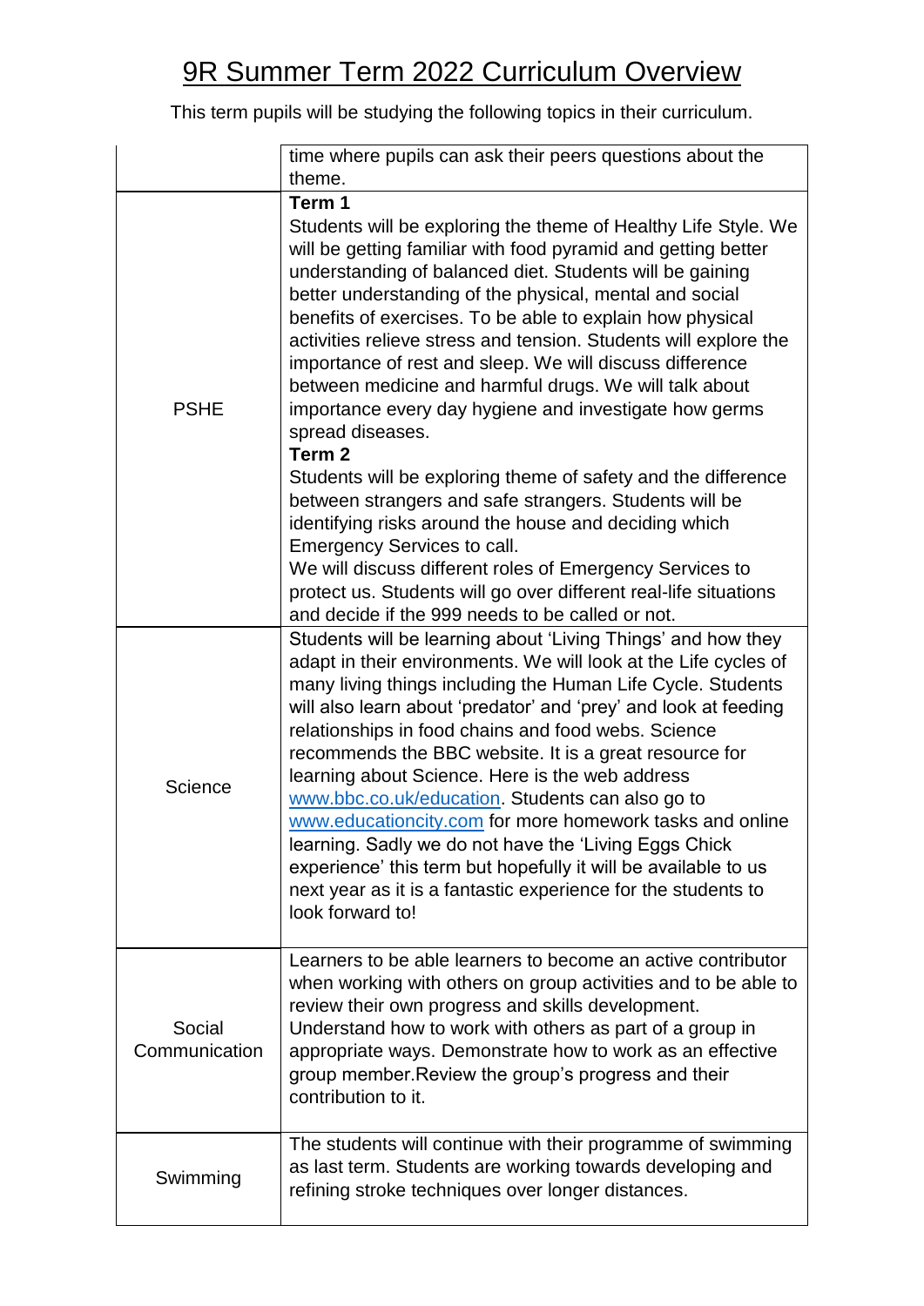# 9R Summer Term 2022 Curriculum Overview

This term pupils will be studying the following topics in their curriculum.

| | |
|---|---|
| | time where pupils can ask their peers questions about the theme. |
| PSHE | **Term 1**<br>Students will be exploring the theme of Healthy Life Style. We will be getting familiar with food pyramid and getting better understanding of balanced diet. Students will be gaining better understanding of the physical, mental and social benefits of exercises. To be able to explain how physical activities relieve stress and tension. Students will explore the importance of rest and sleep. We will discuss difference between medicine and harmful drugs. We will talk about importance every day hygiene and investigate how germs spread diseases.<br>**Term 2**<br>Students will be exploring theme of safety and the difference between strangers and safe strangers. Students will be identifying risks around the house and deciding which Emergency Services to call.<br>We will discuss different roles of Emergency Services to protect us. Students will go over different real-life situations and decide if the 999 needs to be called or not. |
| Science | Students will be learning about 'Living Things' and how they adapt in their environments. We will look at the Life cycles of many living things including the Human Life Cycle. Students will also learn about 'predator' and 'prey' and look at feeding relationships in food chains and food webs. Science recommends the BBC website. It is a great resource for learning about Science. Here is the web address [www.bbc.co.uk/education](http://www.bbc.co.uk/education). Students can also go to [www.educationcity.com](http://www.educationcity.com) for more homework tasks and online learning. Sadly we do not have the 'Living Eggs Chick experience' this term but hopefully it will be available to us next year as it is a fantastic experience for the students to look forward to! |
| Social Communication | Learners to be able learners to become an active contributor when working with others on group activities and to be able to review their own progress and skills development. Understand how to work with others as part of a group in appropriate ways. Demonstrate how to work as an effective group member.Review the group's progress and their contribution to it. |
| Swimming | The students will continue with their programme of swimming as last term. Students are working towards developing and refining stroke techniques over longer distances. |